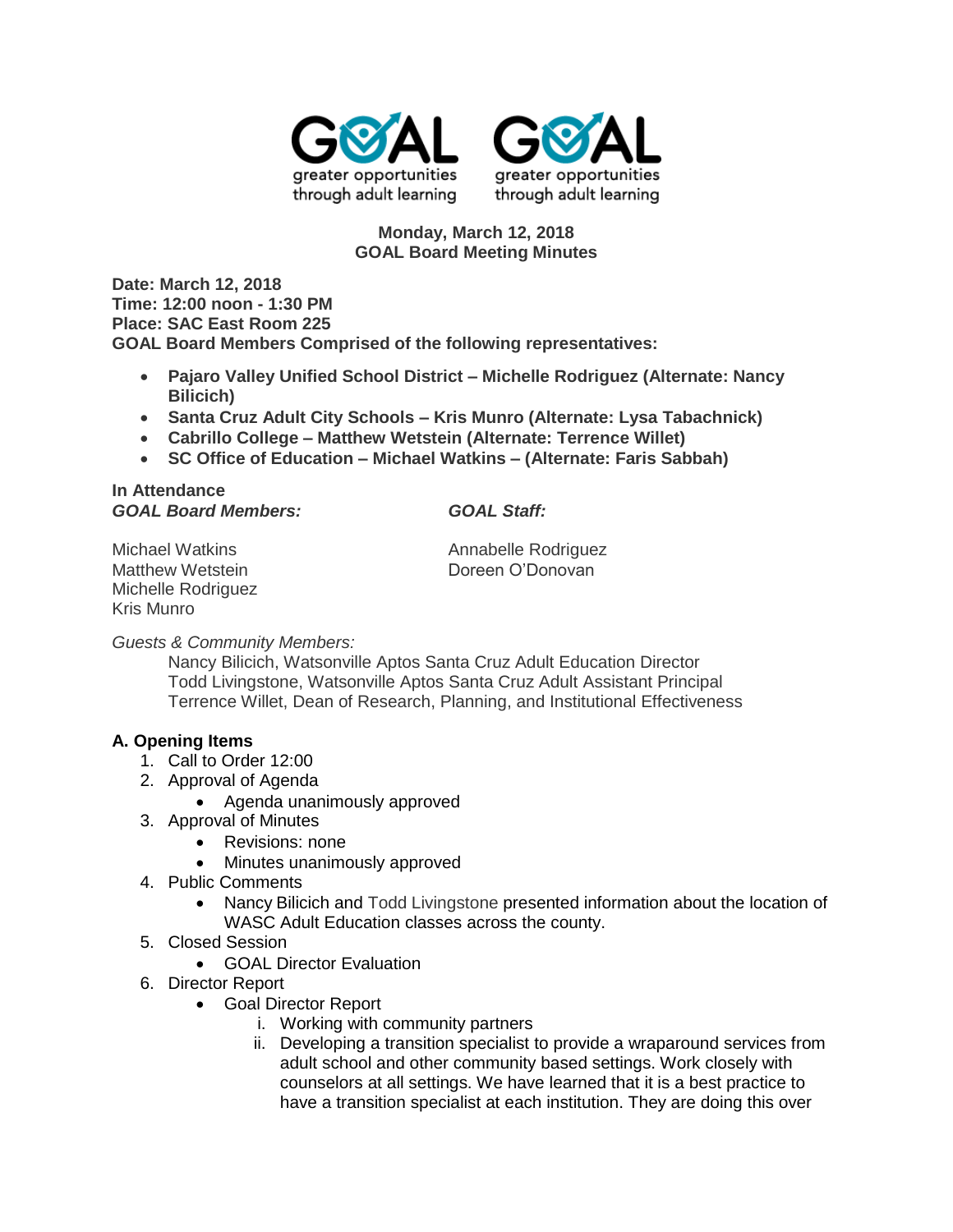**Monday, March 12, 2018**
**GOAL Board Meeting Minutes**

**Date: March 12, 2018**
**Time: 12:00 noon - 1:30 PM**
**Place: SAC East Room 225**
**GOAL Board Members Comprised of the following representatives:**

- **Pajaro Valley Unified School District – Michelle Rodriguez (Alternate: Nancy Bilicich)**
- **Santa Cruz Adult City Schools – Kris Munro (Alternate: Lysa Tabachnick)**
- **Cabrillo College – Matthew Wetstein (Alternate: Terrence Willet)**
- **SC Office of Education – Michael Watkins – (Alternate: Faris Sabbah)**

**In Attendance**

***GOAL Board Members:***

Michael Watkins
Matthew Wetstein
Michelle Rodriguez
Kris Munro

***GOAL Staff:***

Annabelle Rodriguez
Doreen O'Donovan

*Guests & Community Members:*

Nancy Bilicich, Watsonville Aptos Santa Cruz Adult Education Director
Todd Livingstone, Watsonville Aptos Santa Cruz Adult Assistant Principal
Terrence Willet, Dean of Research, Planning, and Institutional Effectiveness

## A. Opening Items

1. Call to Order 12:00
2. Approval of Agenda
   - Agenda unanimously approved
3. Approval of Minutes
   - Revisions: none
   - Minutes unanimously approved
4. Public Comments
   - Nancy Bilicich and Todd Livingstone presented information about the location of WASC Adult Education classes across the county.
5. Closed Session
   - GOAL Director Evaluation
6. Director Report
   - Goal Director Report
     i. Working with community partners
     ii. Developing a transition specialist to provide a wraparound services from adult school and other community based settings. Work closely with counselors at all settings. We have learned that it is a best practice to have a transition specialist at each institution. They are doing this over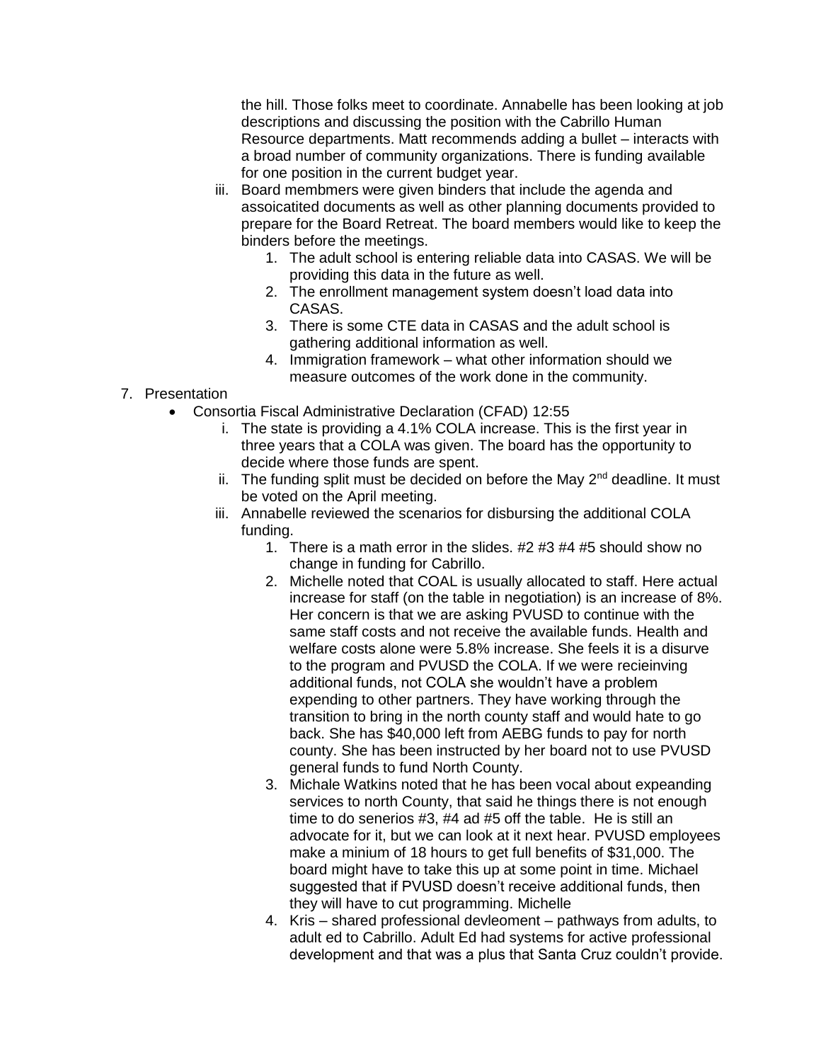the hill. Those folks meet to coordinate. Annabelle has been looking at job descriptions and discussing the position with the Cabrillo Human Resource departments. Matt recommends adding a bullet – interacts with a broad number of community organizations. There is funding available for one position in the current budget year.

iii. Board membmers were given binders that include the agenda and assoicatited documents as well as other planning documents provided to prepare for the Board Retreat. The board members would like to keep the binders before the meetings.
   1. The adult school is entering reliable data into CASAS. We will be providing this data in the future as well.
   2. The enrollment management system doesn't load data into CASAS.
   3. There is some CTE data in CASAS and the adult school is gathering additional information as well.
   4. Immigration framework – what other information should we measure outcomes of the work done in the community.

7. Presentation
   - Consortia Fiscal Administrative Declaration (CFAD) 12:55
      i. The state is providing a 4.1% COLA increase. This is the first year in three years that a COLA was given. The board has the opportunity to decide where those funds are spent.
      ii. The funding split must be decided on before the May 2nd deadline. It must be voted on the April meeting.
      iii. Annabelle reviewed the scenarios for disbursing the additional COLA funding.
         1. There is a math error in the slides. #2 #3 #4 #5 should show no change in funding for Cabrillo.
         2. Michelle noted that COAL is usually allocated to staff. Here actual increase for staff (on the table in negotiation) is an increase of 8%. Her concern is that we are asking PVUSD to continue with the same staff costs and not receive the available funds. Health and welfare costs alone were 5.8% increase. She feels it is a disurve to the program and PVUSD the COLA. If we were recieinving additional funds, not COLA she wouldn't have a problem expending to other partners. They have working through the transition to bring in the north county staff and would hate to go back. She has $40,000 left from AEBG funds to pay for north county. She has been instructed by her board not to use PVUSD general funds to fund North County.
         3. Michale Watkins noted that he has been vocal about expeanding services to north County, that said he things there is not enough time to do senerios #3, #4 ad #5 off the table. He is still an advocate for it, but we can look at it next hear. PVUSD employees make a minium of 18 hours to get full benefits of $31,000. The board might have to take this up at some point in time. Michael suggested that if PVUSD doesn't receive additional funds, then they will have to cut programming. Michelle
         4. Kris – shared professional devleoment – pathways from adults, to adult ed to Cabrillo. Adult Ed had systems for active professional development and that was a plus that Santa Cruz couldn't provide.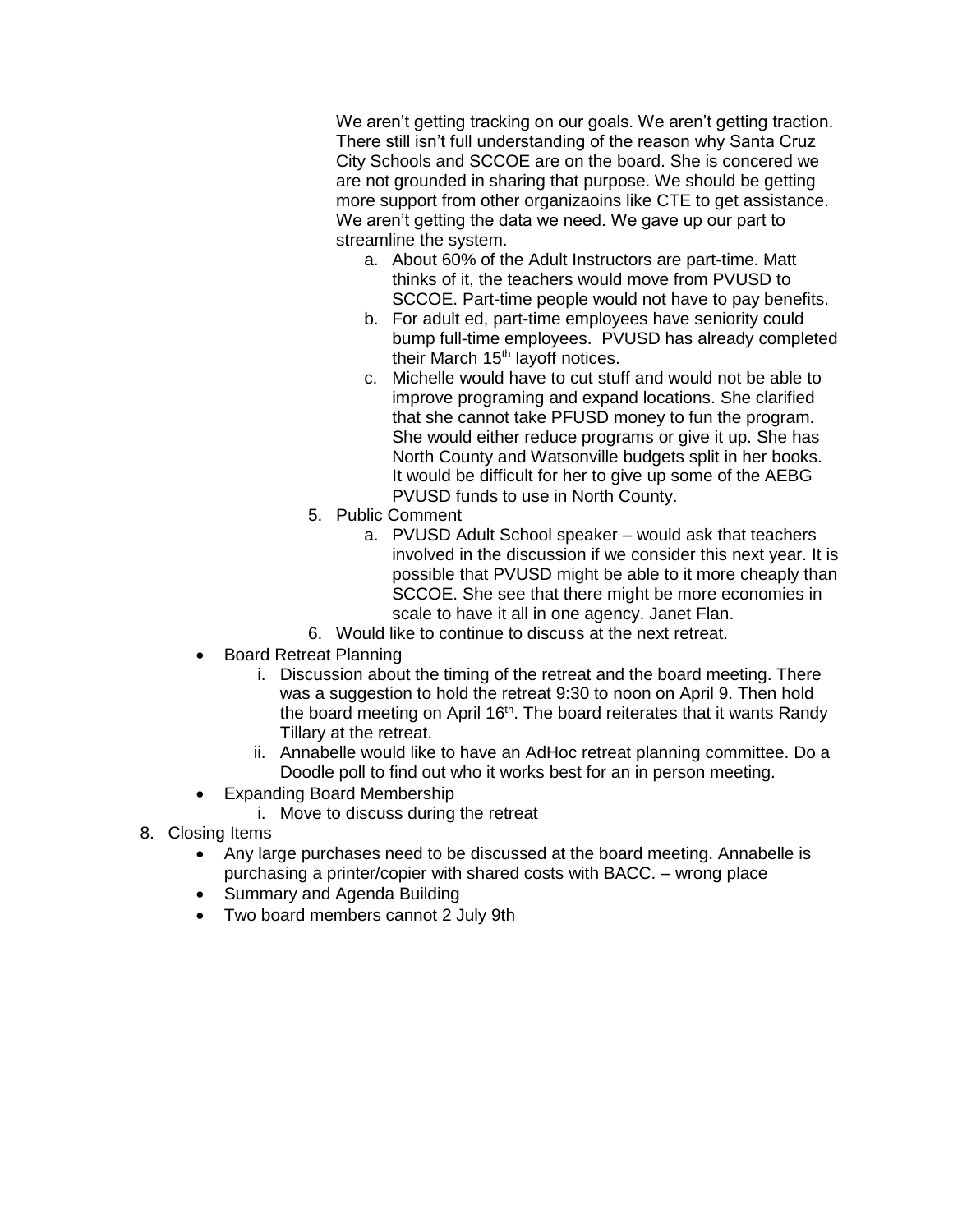We aren't getting tracking on our goals. We aren't getting traction. There still isn't full understanding of the reason why Santa Cruz City Schools and SCCOE are on the board. She is concered we are not grounded in sharing that purpose. We should be getting more support from other organizaoins like CTE to get assistance. We aren't getting the data we need. We gave up our part to streamline the system.

   a. About 60% of the Adult Instructors are part-time. Matt thinks of it, the teachers would move from PVUSD to SCCOE. Part-time people would not have to pay benefits.
   b. For adult ed, part-time employees have seniority could bump full-time employees. PVUSD has already completed their March 15th layoff notices.
   c. Michelle would have to cut stuff and would not be able to improve programing and expand locations. She clarified that she cannot take PFUSD money to fun the program. She would either reduce programs or give it up. She has North County and Watsonville budgets split in her books. It would be difficult for her to give up some of the AEBG PVUSD funds to use in North County.

5. Public Comment
   a. PVUSD Adult School speaker – would ask that teachers involved in the discussion if we consider this next year. It is possible that PVUSD might be able to it more cheaply than SCCOE. She see that there might be more economies in scale to have it all in one agency. Janet Flan.
6. Would like to continue to discuss at the next retreat.

- Board Retreat Planning
   i. Discussion about the timing of the retreat and the board meeting. There was a suggestion to hold the retreat 9:30 to noon on April 9. Then hold the board meeting on April 16th. The board reiterates that it wants Randy Tillary at the retreat.
   ii. Annabelle would like to have an AdHoc retreat planning committee. Do a Doodle poll to find out who it works best for an in person meeting.
- Expanding Board Membership
   i. Move to discuss during the retreat

8. Closing Items
   - Any large purchases need to be discussed at the board meeting. Annabelle is purchasing a printer/copier with shared costs with BACC. – wrong place
   - Summary and Agenda Building
   - Two board members cannot 2 July 9th